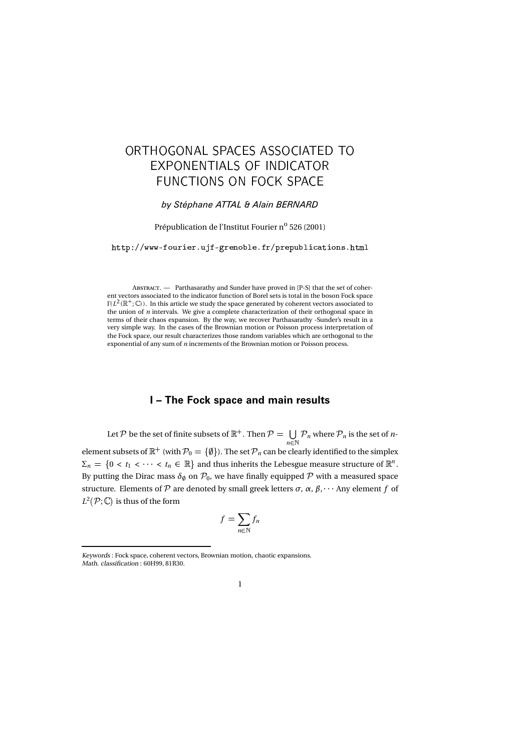# ORTHOGONAL SPACES ASSOCIATED TO EXPONENTIALS OF INDICATOR FUNCTIONS ON FOCK SPACE

*by Stéphane ATTAL & Alain BERNARD*

Prépublication de l'Institut Fourier n° 526 (2001)

http://www-fourier.ujf-grenoble.fr/prepublications.html

Abstract. — Parthasarathy and Sunder have proved in [P-S] that the set of coherent vectors associated to the indicator function of Borel sets is total in the boson Fock space $\Gamma(L^2(\mathbb{R}^+;\mathbb{C}))$. In this article we study the space generated by coherent vectors associated to the union of $n$ intervals. We give a complete characterization of their orthogonal space in terms of their chaos expansion. By the way, we recover Parthasarathy -Sunder's result in a very simple way. In the cases of the Brownian motion or Poisson process interpretation of the Fock space, our result characterizes those random variables which are orthogonal to the exponential of any sum of $n$ increments of the Brownian motion or Poisson process.

## I – The Fock space and main results

Let $\mathcal{P}$ be the set of finite subsets of $\mathbb{R}^+$. Then $\mathcal{P} = \bigcup_{n\in\mathbb{N}} \mathcal{P}_n$ where $\mathcal{P}_n$ is the set of $n$-element subsets of $\mathbb{R}^+$ (with $\mathcal{P}_0 = \{\emptyset\}$). The set $\mathcal{P}_n$ can be clearly identified to the simplex $\Sigma_n = \{0 < t_1 < \cdots < t_n \in \mathbb{R}\}$ and thus inherits the Lebesgue measure structure of $\mathbb{R}^n$. By putting the Dirac mass $\delta_\emptyset$ on $\mathcal{P}_0$, we have finally equipped $\mathcal{P}$ with a measured space structure. Elements of $\mathcal{P}$ are denoted by small greek letters $\sigma, \alpha, \beta, \cdots$ Any element $f$ of $L^2(\mathcal{P};\mathbb{C})$ is thus of the form

$$f = \sum_{n\in\mathbb{N}} f_n$$

---

*Keywords* : Fock space, coherent vectors, Brownian motion, chaotic expansions.
*Math. classification* : 60H99, 81R30.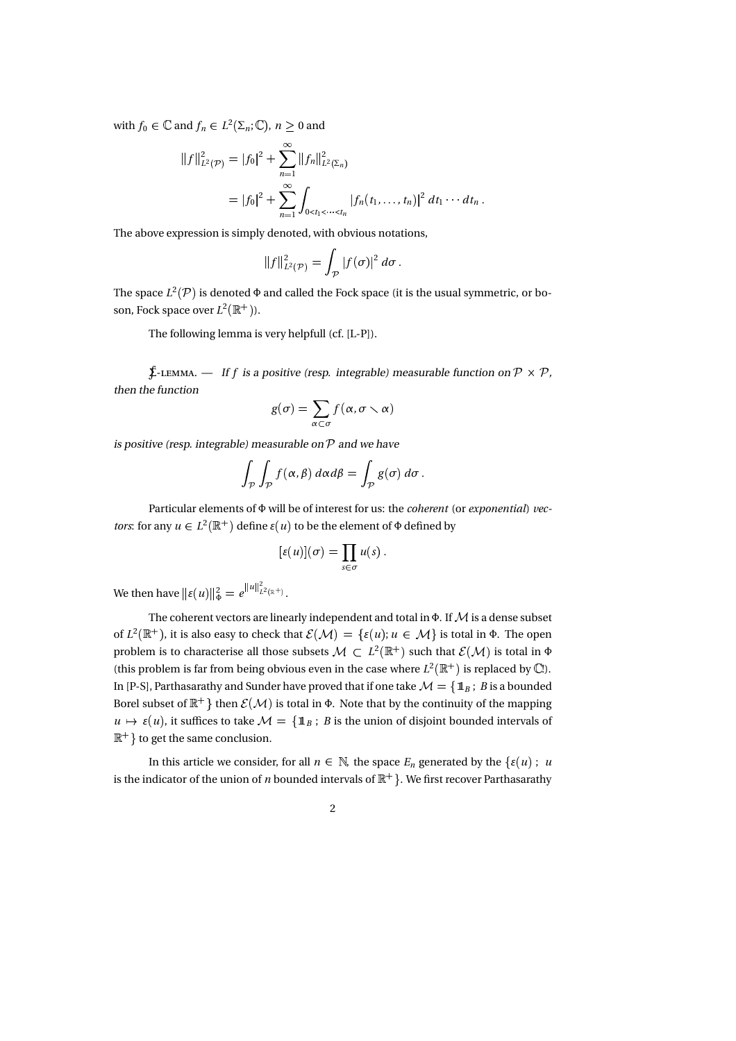with $f_0 \in \mathbb{C}$ and $f_n \in L^2(\Sigma_n;\mathbb{C})$, $n \geq 0$ and

$$\begin{aligned}
\|f\|^2_{L^2(\mathcal{P})} &= |f_0|^2 + \sum_{n=1}^{\infty} \|f_n\|^2_{L^2(\Sigma_n)} \\
&= |f_0|^2 + \sum_{n=1}^{\infty} \int_{0<t_1<\cdots<t_n} |f_n(t_1,\ldots,t_n)|^2 \, dt_1 \cdots dt_n \,.
\end{aligned}$$

The above expression is simply denoted, with obvious notations,

$$\|f\|^2_{L^2(\mathcal{P})} = \int_{\mathcal{P}} |f(\sigma)|^2 \, d\sigma \,.$$

The space $L^2(\mathcal{P})$ is denoted $\Phi$ and called the Fock space (it is the usual symmetric, or boson, Fock space over $L^2(\mathbb{R}^+)$).

The following lemma is very helpfull (cf. [L-P]).

$\int$-LEMMA. — *If $f$ is a positive (resp. integrable) measurable function on $\mathcal{P} \times \mathcal{P}$, then the function*

$$g(\sigma) = \sum_{\alpha\subset\sigma} f(\alpha, \sigma \smallsetminus \alpha)$$

*is positive (resp. integrable) measurable on $\mathcal{P}$ and we have*

$$\int_{\mathcal{P}} \int_{\mathcal{P}} f(\alpha,\beta) \, d\alpha d\beta = \int_{\mathcal{P}} g(\sigma) \, d\sigma \,.$$

Particular elements of $\Phi$ will be of interest for us: the *coherent* (or *exponential*) *vectors*: for any $u \in L^2(\mathbb{R}^+)$ define $\varepsilon(u)$ to be the element of $\Phi$ defined by

$$[\varepsilon(u)](\sigma) = \prod_{s\in\sigma} u(s) \,.$$

We then have $\|\varepsilon(u)\|^2_{\Phi} = e^{\|u\|^2_{L^2(\mathbb{R}^+)}}$.

The coherent vectors are linearly independent and total in $\Phi$. If $\mathcal{M}$ is a dense subset of $L^2(\mathbb{R}^+)$, it is also easy to check that $\mathcal{E}(\mathcal{M}) = \{\varepsilon(u); u \in \mathcal{M}\}$ is total in $\Phi$. The open problem is to characterise all those subsets $\mathcal{M} \subset L^2(\mathbb{R}^+)$ such that $\mathcal{E}(\mathcal{M})$ is total in $\Phi$ (this problem is far from being obvious even in the case where $L^2(\mathbb{R}^+)$ is replaced by $\mathbb{C}$!). In [P-S], Parthasarathy and Sunder have proved that if one take $\mathcal{M} = \{\mathbb{1}_B\,;\ B$ is a bounded Borel subset of $\mathbb{R}^+\}$ then $\mathcal{E}(\mathcal{M})$ is total in $\Phi$. Note that by the continuity of the mapping $u \mapsto \varepsilon(u)$, it suffices to take $\mathcal{M} = \{\mathbb{1}_B\,;\ B$ is the union of disjoint bounded intervals of $\mathbb{R}^+\}$ to get the same conclusion.

In this article we consider, for all $n \in \mathbb{N}$, the space $E_n$ generated by the $\{\varepsilon(u)\,;\ u$ is the indicator of the union of $n$ bounded intervals of $\mathbb{R}^+\}$. We first recover Parthasarathy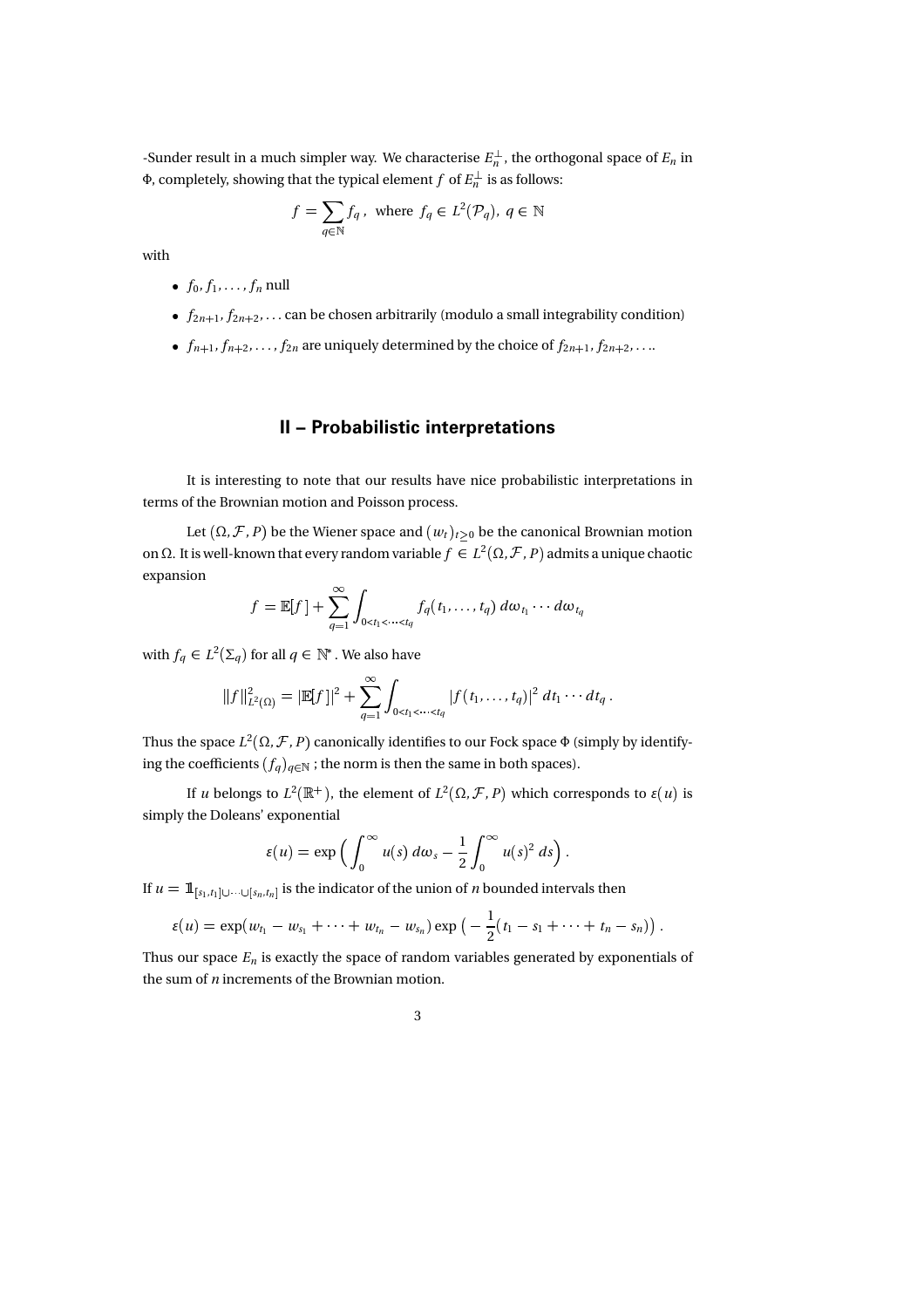-Sunder result in a much simpler way. We characterise $E_n^\perp$, the orthogonal space of $E_n$ in $\Phi$, completely, showing that the typical element $f$ of $E_n^\perp$ is as follows:

$$f = \sum_{q\in\mathbb{N}} f_q\,, \text{ where } f_q \in L^2(\mathcal{P}_q),\ q \in \mathbb{N}$$

with

- $f_0, f_1, \ldots, f_n$ null
- $f_{2n+1}, f_{2n+2}, \ldots$ can be chosen arbitrarily (modulo a small integrability condition)
- $f_{n+1}, f_{n+2}, \ldots, f_{2n}$ are uniquely determined by the choice of $f_{2n+1}, f_{2n+2}, \ldots$.

## II – Probabilistic interpretations

It is interesting to note that our results have nice probabilistic interpretations in terms of the Brownian motion and Poisson process.

Let $(\Omega, \mathcal{F}, P)$ be the Wiener space and $(w_t)_{t\geq 0}$ be the canonical Brownian motion on $\Omega$. It is well-known that every random variable $f \in L^2(\Omega, \mathcal{F}, P)$ admits a unique chaotic expansion

$$f = \mathbb{E}[f] + \sum_{q=1}^{\infty} \int_{0<t_1<\cdots<t_q} f_q(t_1, \ldots, t_q)\, d\omega_{t_1} \cdots d\omega_{t_q}$$

with $f_q \in L^2(\Sigma_q)$ for all $q \in \mathbb{N}^*$. We also have

$$\|f\|^2_{L^2(\Omega)} = |\mathbb{E}[f]|^2 + \sum_{q=1}^{\infty} \int_{0<t_1<\cdots<t_q} |f(t_1, \ldots, t_q)|^2\, dt_1 \cdots dt_q\,.$$

Thus the space $L^2(\Omega, \mathcal{F}, P)$ canonically identifies to our Fock space $\Phi$ (simply by identifying the coefficients $(f_q)_{q\in\mathbb{N}}$ ; the norm is then the same in both spaces).

If $u$ belongs to $L^2(\mathbb{R}^+)$, the element of $L^2(\Omega, \mathcal{F}, P)$ which corresponds to $\varepsilon(u)$ is simply the Doleans' exponential

$$\varepsilon(u) = \exp\Big(\int_0^\infty u(s)\, d\omega_s - \frac{1}{2}\int_0^\infty u(s)^2\, ds\Big)\,.$$

If $u = \mathbb{1}_{[s_1,t_1]\cup\cdots\cup[s_n,t_n]}$ is the indicator of the union of $n$ bounded intervals then

$$\varepsilon(u) = \exp(w_{t_1} - w_{s_1} + \cdots + w_{t_n} - w_{s_n}) \exp\big(-\frac{1}{2}(t_1 - s_1 + \cdots + t_n - s_n)\big)\,.$$

Thus our space $E_n$ is exactly the space of random variables generated by exponentials of the sum of $n$ increments of the Brownian motion.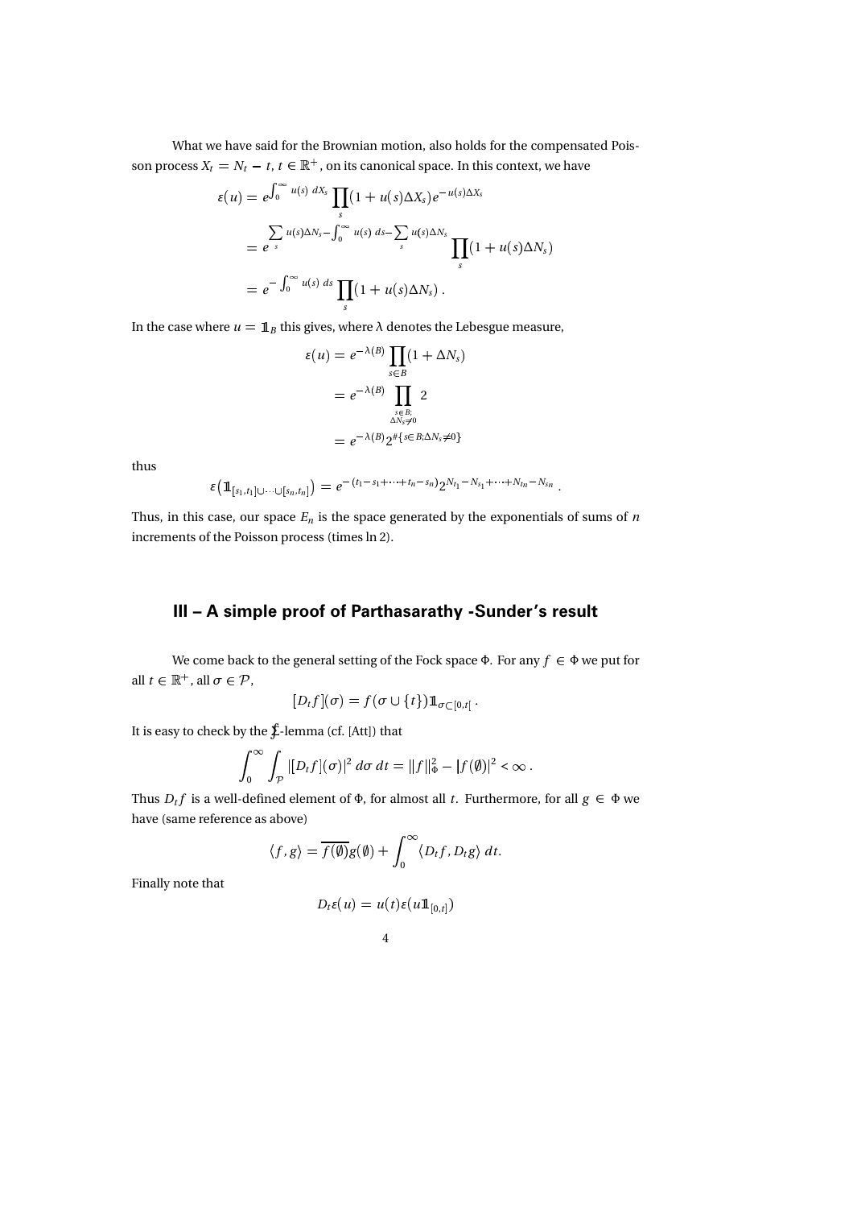What we have said for the Brownian motion, also holds for the compensated Poisson process $X_t = N_t - t$, $t \in \mathbb{R}^+$, on its canonical space. In this context, we have

$$
\begin{aligned}
\varepsilon(u) &= e^{\int_0^\infty u(s)\, dX_s} \prod_s (1 + u(s)\Delta X_s) e^{-u(s)\Delta X_s} \\
&= e^{\sum_s u(s)\Delta N_s - \int_0^\infty u(s)\, ds - \sum_s u(s)\Delta N_s} \prod_s (1 + u(s)\Delta N_s) \\
&= e^{-\int_0^\infty u(s)\, ds} \prod_s (1 + u(s)\Delta N_s) .
\end{aligned}
$$

In the case where $u = \mathbb{1}_B$ this gives, where $\lambda$ denotes the Lebesgue measure,

$$
\begin{aligned}
\varepsilon(u) &= e^{-\lambda(B)} \prod_{s \in B} (1 + \Delta N_s) \\
&= e^{-\lambda(B)} \prod_{\substack{s \in B; \\ \Delta N_s \neq 0}} 2 \\
&= e^{-\lambda(B)} 2^{\#\{s \in B; \Delta N_s \neq 0\}}
\end{aligned}
$$

thus

$$
\varepsilon\left(\mathbb{1}_{[s_1,t_1] \cup \cdots \cup [s_n,t_n]}\right) = e^{-(t_1 - s_1 + \cdots + t_n - s_n)} 2^{N_{t_1} - N_{s_1} + \cdots + N_{t_n} - N_{s_n}} .
$$

Thus, in this case, our space $E_n$ is the space generated by the exponentials of sums of $n$ increments of the Poisson process (times $\ln 2$).

## III – A simple proof of Parthasarathy -Sunder's result

We come back to the general setting of the Fock space $\Phi$. For any $f \in \Phi$ we put for all $t \in \mathbb{R}^+$, all $\sigma \in \mathcal{P}$,

$$
[D_t f](\sigma) = f(\sigma \cup \{t\}) \mathbb{1}_{\sigma \subset [0,t[} .
$$

It is easy to check by the $\int$-lemma (cf. [Att]) that

$$
\int_0^\infty \int_{\mathcal{P}} |[D_t f](\sigma)|^2 \, d\sigma \, dt = \|f\|_\Phi^2 - |f(\emptyset)|^2 < \infty .
$$

Thus $D_t f$ is a well-defined element of $\Phi$, for almost all $t$. Furthermore, for all $g \in \Phi$ we have (same reference as above)

$$
\langle f, g \rangle = \overline{f(\emptyset)} g(\emptyset) + \int_0^\infty \langle D_t f, D_t g \rangle \, dt.
$$

Finally note that

$$
D_t \varepsilon(u) = u(t) \varepsilon(u \mathbb{1}_{[0,t]})
$$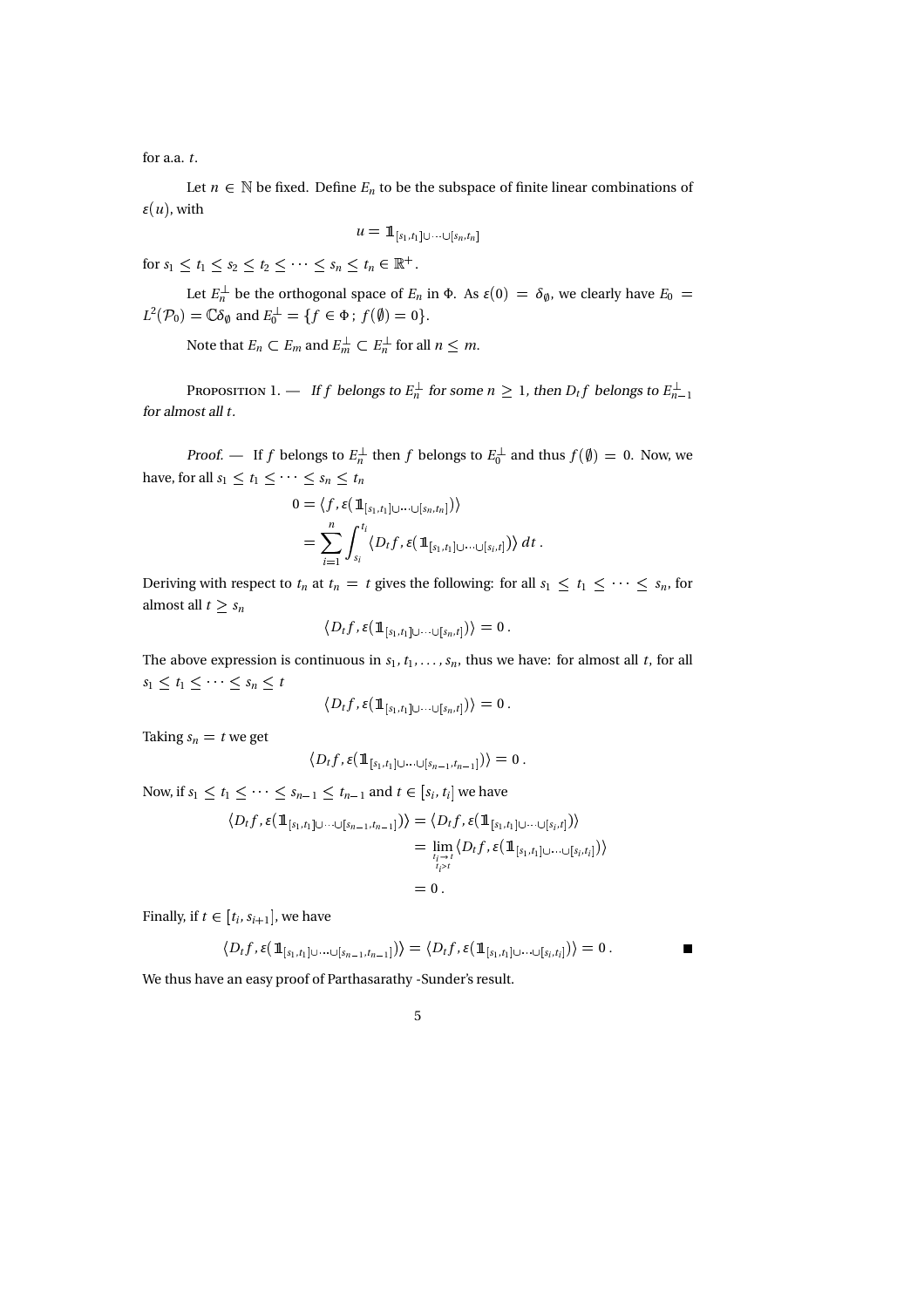for a.a. $t$.

Let $n \in \mathbb{N}$ be fixed. Define $E_n$ to be the subspace of finite linear combinations of $\varepsilon(u)$, with

$$u = \mathbb{1}_{[s_1,t_1]\cup\cdots\cup[s_n,t_n]}$$

for $s_1 \le t_1 \le s_2 \le t_2 \le \cdots \le s_n \le t_n \in \mathbb{R}^+$.

Let $E_n^\perp$ be the orthogonal space of $E_n$ in $\Phi$. As $\varepsilon(0) = \delta_\emptyset$, we clearly have $E_0 = L^2(\mathcal{P}_0) = \mathbb{C}\delta_\emptyset$ and $E_0^\perp = \{f \in \Phi\,;\, f(\emptyset) = 0\}$.

Note that $E_n \subset E_m$ and $E_m^\perp \subset E_n^\perp$ for all $n \le m$.

Proposition 1. — *If $f$ belongs to $E_n^\perp$ for some $n \ge 1$, then $D_t f$ belongs to $E_{n-1}^\perp$ for almost all $t$.*

*Proof.* — If $f$ belongs to $E_n^\perp$ then $f$ belongs to $E_0^\perp$ and thus $f(\emptyset) = 0$. Now, we have, for all $s_1 \le t_1 \le \cdots \le s_n \le t_n$

$$\begin{aligned}
0 &= \langle f, \varepsilon(\mathbb{1}_{[s_1,t_1]\cup\cdots\cup[s_n,t_n]})\rangle \\
&= \sum_{i=1}^{n} \int_{s_i}^{t_i} \langle D_t f, \varepsilon(\mathbb{1}_{[s_1,t_1]\cup\cdots\cup[s_i,t]})\rangle \, dt\,.
\end{aligned}$$

Deriving with respect to $t_n$ at $t_n = t$ gives the following: for all $s_1 \le t_1 \le \cdots \le s_n$, for almost all $t \ge s_n$

$$\langle D_t f, \varepsilon(\mathbb{1}_{[s_1,t_1]\cup\cdots\cup[s_n,t]})\rangle = 0\,.$$

The above expression is continuous in $s_1, t_1, \ldots, s_n$, thus we have: for almost all $t$, for all $s_1 \le t_1 \le \cdots \le s_n \le t$

$$\langle D_t f, \varepsilon(\mathbb{1}_{[s_1,t_1]\cup\cdots\cup[s_n,t]})\rangle = 0\,.$$

Taking $s_n = t$ we get

$$\langle D_t f, \varepsilon(\mathbb{1}_{[s_1,t_1]\cup\cdots\cup[s_{n-1},t_{n-1}]})\rangle = 0\,.$$

Now, if $s_1 \le t_1 \le \cdots \le s_{n-1} \le t_{n-1}$ and $t \in [s_i, t_i]$ we have

$$\begin{aligned}
\langle D_t f, \varepsilon(\mathbb{1}_{[s_1,t_1]\cup\cdots\cup[s_{n-1},t_{n-1}]})\rangle &= \langle D_t f, \varepsilon(\mathbb{1}_{[s_1,t_1]\cup\cdots\cup[s_i,t]})\rangle \\
&= \lim_{\substack{t_i \to t \\ t_i > t}} \langle D_t f, \varepsilon(\mathbb{1}_{[s_1,t_1]\cup\cdots\cup[s_i,t_i]})\rangle \\
&= 0\,.
\end{aligned}$$

Finally, if $t \in [t_i, s_{i+1}]$, we have

$$\langle D_t f, \varepsilon(\mathbb{1}_{[s_1,t_1]\cup\cdots\cup[s_{n-1},t_{n-1}]})\rangle = \langle D_t f, \varepsilon(\mathbb{1}_{[s_1,t_1]\cup\cdots\cup[s_i,t_i]})\rangle = 0\,. \qquad \blacksquare$$

We thus have an easy proof of Parthasarathy -Sunder's result.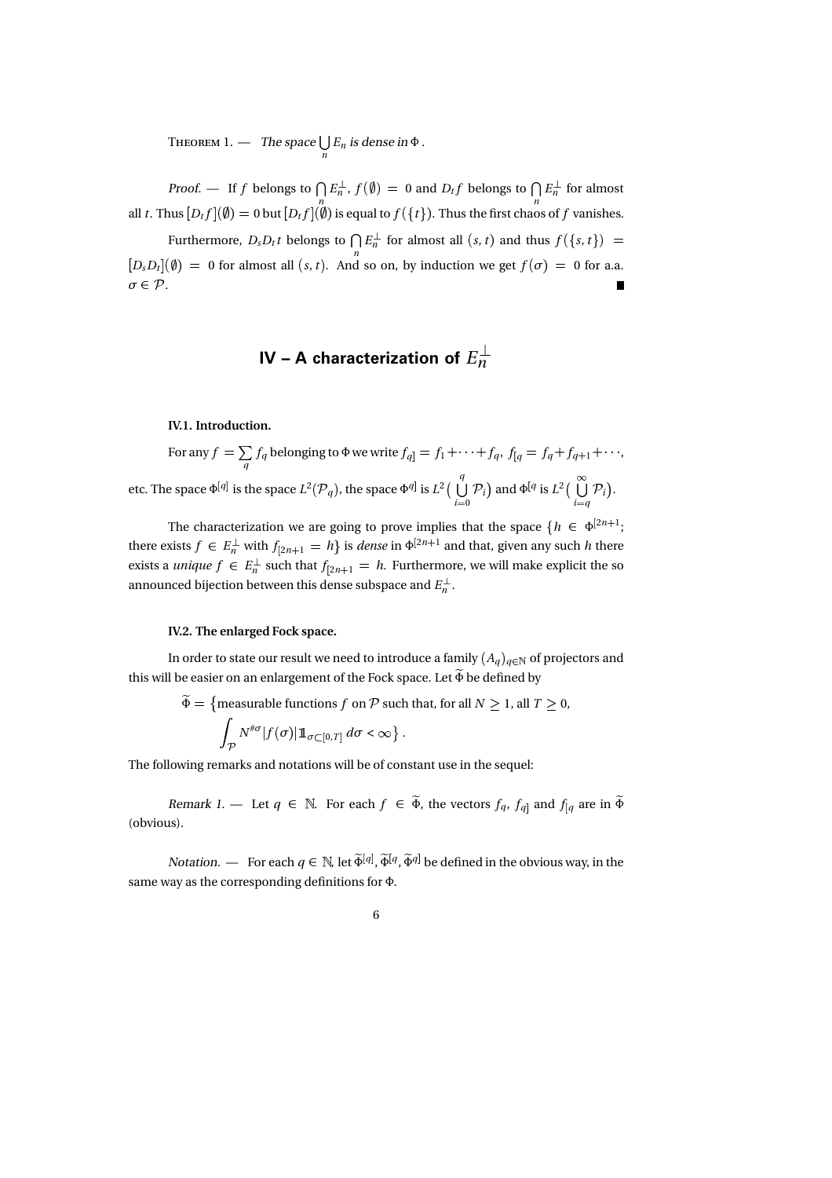THEOREM 1. — *The space* $\bigcup_n E_n$ *is dense in* $\Phi$.

*Proof.* — If $f$ belongs to $\bigcap_n E_n^{\perp}$, $f(\emptyset) = 0$ and $D_t f$ belongs to $\bigcap_n E_n^{\perp}$ for almost all $t$. Thus $[D_t f](\emptyset) = 0$ but $[D_t f](\emptyset)$ is equal to $f(\{t\})$. Thus the first chaos of $f$ vanishes.

Furthermore, $D_s D_t t$ belongs to $\bigcap_n E_n^{\perp}$ for almost all $(s,t)$ and thus $f(\{s,t\}) = [D_s D_t](\emptyset) = 0$ for almost all $(s,t)$. And so on, by induction we get $f(\sigma) = 0$ for a.a. $\sigma \in \mathcal{P}$. ∎

## IV – A characterization of $E_n^{\perp}$

### IV.1. Introduction.

For any $f = \sum_q f_q$ belonging to $\Phi$ we write $f_{q]} = f_1 + \cdots + f_q$, $f_{[q} = f_q + f_{q+1} + \cdots$, etc. The space $\Phi^{[q]}$ is the space $L^2(\mathcal{P}_q)$, the space $\Phi^{q]}$ is $L^2\big(\bigcup_{i=0}^{q} \mathcal{P}_i\big)$ and $\Phi^{[q}$ is $L^2\big(\bigcup_{i=q}^{\infty} \mathcal{P}_i\big)$.

The characterization we are going to prove implies that the space $\{h \in \Phi^{[2n+1}$; there exists $f \in E_n^{\perp}$ with $f_{[2n+1} = h\}$ is *dense* in $\Phi^{[2n+1}$ and that, given any such $h$ there exists a *unique* $f \in E_n^{\perp}$ such that $f_{[2n+1} = h$. Furthermore, we will make explicit the so announced bijection between this dense subspace and $E_n^{\perp}$.

### IV.2. The enlarged Fock space.

In order to state our result we need to introduce a family $(A_q)_{q \in \mathbb{N}}$ of projectors and this will be easier on an enlargement of the Fock space. Let $\widetilde{\Phi}$ be defined by

$$\widetilde{\Phi} = \Big\{\text{measurable functions } f \text{ on } \mathcal{P} \text{ such that, for all } N \geq 1, \text{ all } T \geq 0,$$
$$\int_{\mathcal{P}} N^{\#\sigma} |f(\sigma)| \mathbb{1}_{\sigma \subset [0,T]} \, d\sigma < \infty \Big\}.$$

The following remarks and notations will be of constant use in the sequel:

*Remark 1.* — Let $q \in \mathbb{N}$. For each $f \in \widetilde{\Phi}$, the vectors $f_q$, $f_{q]}$ and $f_{[q}$ are in $\widetilde{\Phi}$ (obvious).

*Notation.* — For each $q \in \mathbb{N}$, let $\widetilde{\Phi}^{[q]}$, $\widetilde{\Phi}^{[q}$, $\widetilde{\Phi}^{q]}$ be defined in the obvious way, in the same way as the corresponding definitions for $\Phi$.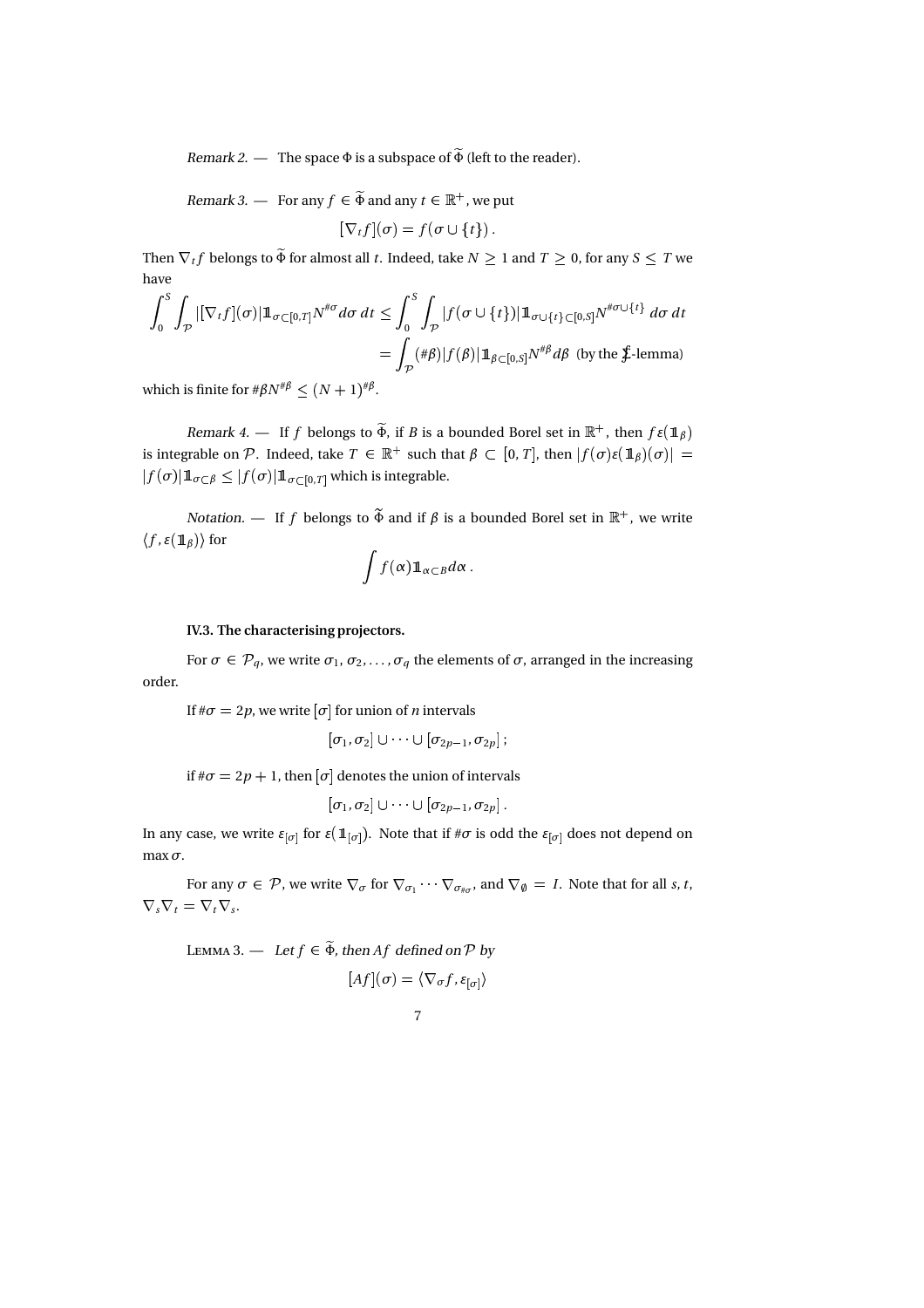*Remark 2.* — The space $\Phi$ is a subspace of $\widetilde{\Phi}$ (left to the reader).

*Remark 3.* — For any $f \in \widetilde{\Phi}$ and any $t \in \mathbb{R}^+$, we put

$$[\nabla_t f](\sigma) = f(\sigma \cup \{t\}) .$$

Then $\nabla_t f$ belongs to $\widetilde{\Phi}$ for almost all $t$. Indeed, take $N \geq 1$ and $T \geq 0$, for any $S \leq T$ we have

$$\begin{aligned}
\int_0^S \int_{\mathcal{P}} |[\nabla_t f](\sigma)| \mathbb{1}_{\sigma \subset [0,T]} N^{\#\sigma} d\sigma \, dt &\leq \int_0^S \int_{\mathcal{P}} |f(\sigma \cup \{t\})| \mathbb{1}_{\sigma \cup \{t\} \subset [0,S]} N^{\#\sigma \cup \{t\}} \, d\sigma \, dt \\
&= \int_{\mathcal{P}} (\#\beta) |f(\beta)| \mathbb{1}_{\beta \subset [0,S]} N^{\#\beta} d\beta \ \text{ (by the } \textstyle\int\!\!\!\!\int\text{-lemma)}
\end{aligned}$$

which is finite for $\#\beta N^{\#\beta} \leq (N+1)^{\#\beta}$.

*Remark 4.* — If $f$ belongs to $\widetilde{\Phi}$, if $B$ is a bounded Borel set in $\mathbb{R}^+$, then $f \varepsilon(\mathbb{1}_\beta)$ is integrable on $\mathcal{P}$. Indeed, take $T \in \mathbb{R}^+$ such that $\beta \subset [0, T]$, then $|f(\sigma)\varepsilon(\mathbb{1}_\beta)(\sigma)| = |f(\sigma)|\mathbb{1}_{\sigma \subset \beta} \leq |f(\sigma)|\mathbb{1}_{\sigma \subset [0,T]}$ which is integrable.

*Notation.* — If $f$ belongs to $\widetilde{\Phi}$ and if $\beta$ is a bounded Borel set in $\mathbb{R}^+$, we write $\langle f, \varepsilon(\mathbb{1}_\beta) \rangle$ for

$$\int f(\alpha) \mathbb{1}_{\alpha \subset B} d\alpha .$$

### IV.3. The characterising projectors.

For $\sigma \in \mathcal{P}_q$, we write $\sigma_1, \sigma_2, \ldots, \sigma_q$ the elements of $\sigma$, arranged in the increasing order.

If $\#\sigma = 2p$, we write $[\sigma]$ for union of $n$ intervals

$$[\sigma_1, \sigma_2] \cup \cdots \cup [\sigma_{2p-1}, \sigma_{2p}] ;$$

if $\#\sigma = 2p + 1$, then $[\sigma]$ denotes the union of intervals

$$[\sigma_1, \sigma_2] \cup \cdots \cup [\sigma_{2p-1}, \sigma_{2p}] .$$

In any case, we write $\varepsilon_{[\sigma]}$ for $\varepsilon(\mathbb{1}_{[\sigma]})$. Note that if $\#\sigma$ is odd the $\varepsilon_{[\sigma]}$ does not depend on $\max \sigma$.

For any $\sigma \in \mathcal{P}$, we write $\nabla_\sigma$ for $\nabla_{\sigma_1} \cdots \nabla_{\sigma_{\#\sigma}}$, and $\nabla_\emptyset = I$. Note that for all $s, t$, $\nabla_s \nabla_t = \nabla_t \nabla_s$.

Lemma 3. — *Let $f \in \widetilde{\Phi}$, then $Af$ defined on $\mathcal{P}$ by*

$$[Af](\sigma) = \langle \nabla_\sigma f, \varepsilon_{[\sigma]} \rangle$$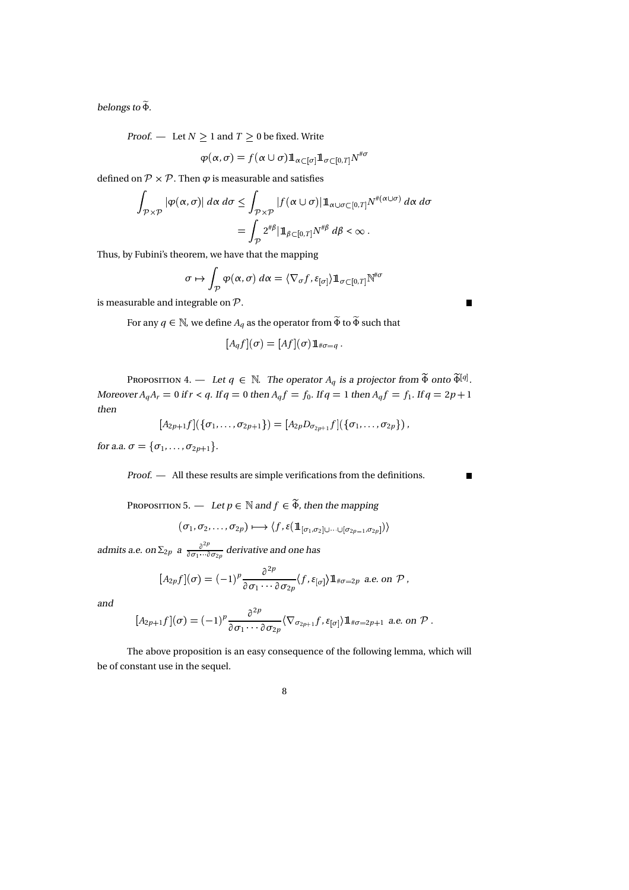*belongs to* $\widetilde{\Phi}$.

*Proof.* — Let $N \geq 1$ and $T \geq 0$ be fixed. Write

$$\varphi(\alpha,\sigma) = f(\alpha\cup\sigma)\mathbb{1}_{\alpha\subset[\sigma]}\mathbb{1}_{\sigma\subset[0,T]}N^{\#\sigma}$$

defined on $\mathcal{P}\times\mathcal{P}$. Then $\varphi$ is measurable and satisfies

$$\begin{aligned}\int_{\mathcal{P}\times\mathcal{P}} |\varphi(\alpha,\sigma)|\,d\alpha\,d\sigma &\leq \int_{\mathcal{P}\times\mathcal{P}} |f(\alpha\cup\sigma)|\mathbb{1}_{\alpha\cup\sigma\subset[0,T]}N^{\#(\alpha\cup\sigma)}\,d\alpha\,d\sigma \\ &= \int_{\mathcal{P}} 2^{\#\beta}|\mathbb{1}_{\beta\subset[0,T]}N^{\#\beta}\,d\beta < \infty\,.\end{aligned}$$

Thus, by Fubini's theorem, we have that the mapping

$$\sigma \mapsto \int_{\mathcal{P}} \varphi(\alpha,\sigma)\,d\alpha = \langle\nabla_\sigma f, \varepsilon_{[\sigma]}\rangle\mathbb{1}_{\sigma\subset[0,T]}\mathbb{N}^{\#\sigma}$$

is measurable and integrable on $\mathcal{P}$. ■

For any $q\in\mathbb{N}$, we define $A_q$ as the operator from $\widetilde{\Phi}$ to $\widetilde{\Phi}$ such that

$$[A_q f](\sigma) = [Af](\sigma)\mathbb{1}_{\#\sigma=q}\,.$$

PROPOSITION 4. — *Let* $q\in\mathbb{N}$. *The operator* $A_q$ *is a projector from* $\widetilde{\Phi}$ *onto* $\widetilde{\Phi}^{[q]}$. *Moreover* $A_qA_r = 0$ *if* $r<q$. *If* $q=0$ *then* $A_qf = f_0$. *If* $q=1$ *then* $A_qf = f_1$. *If* $q=2p+1$ *then*

$$[A_{2p+1}f](\{\sigma_1,\ldots,\sigma_{2p+1}\}) = [A_{2p}D_{\sigma_{2p+1}}f](\{\sigma_1,\ldots,\sigma_{2p}\})\,,$$

*for a.a.* $\sigma=\{\sigma_1,\ldots,\sigma_{2p+1}\}$.

*Proof.* — All these results are simple verifications from the definitions. ■

PROPOSITION 5. — *Let* $p\in\mathbb{N}$ *and* $f\in\widetilde{\Phi}$, *then the mapping*

$$(\sigma_1,\sigma_2,\ldots,\sigma_{2p}) \longmapsto \langle f, \varepsilon(\mathbb{1}_{[\sigma_1,\sigma_2]\cup\cdots\cup[\sigma_{2p-1},\sigma_{2p}]})\rangle$$

*admits a.e. on* $\Sigma_{2p}$ *a* $\frac{\partial^{2p}}{\partial\sigma_1\cdots\partial\sigma_{2p}}$ *derivative and one has*

$$[A_{2p}f](\sigma) = (-1)^p\frac{\partial^{2p}}{\partial\sigma_1\cdots\partial\sigma_{2p}}\langle f,\varepsilon_{[\sigma]}\rangle\mathbb{1}_{\#\sigma=2p} \text{ a.e. on } \mathcal{P}\,,$$

*and*

$$[A_{2p+1}f](\sigma) = (-1)^p\frac{\partial^{2p}}{\partial\sigma_1\cdots\partial\sigma_{2p}}\langle\nabla_{\sigma_{2p+1}}f,\varepsilon_{[\sigma]}\rangle\mathbb{1}_{\#\sigma=2p+1} \text{ a.e. on } \mathcal{P}\,.$$

The above proposition is an easy consequence of the following lemma, which will be of constant use in the sequel.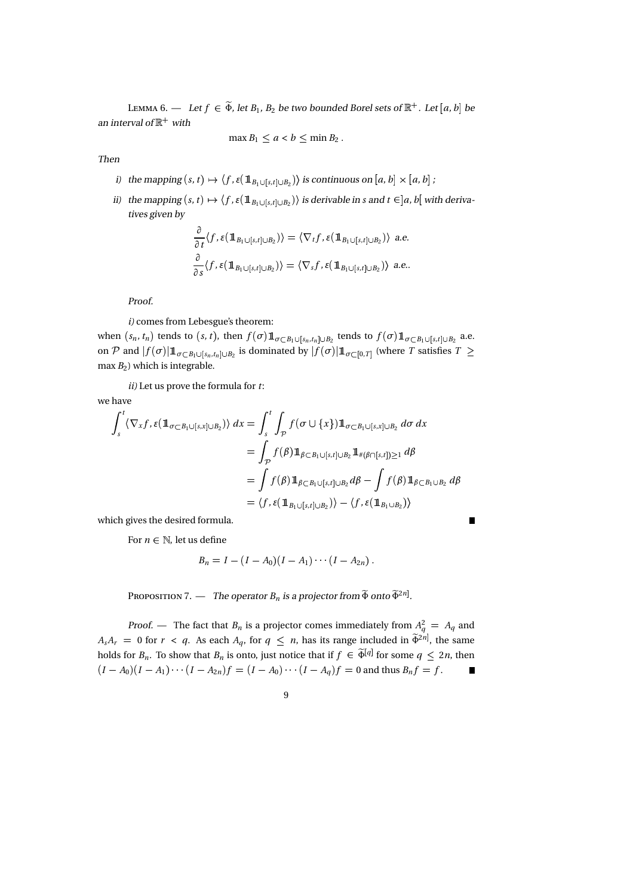LEMMA 6. — *Let $f \in \widetilde{\Phi}$, let $B_1$, $B_2$ be two bounded Borel sets of $\mathbb{R}^+$. Let $[a,b]$ be an interval of $\mathbb{R}^+$ with*

$$\max B_1 \leq a < b \leq \min B_2 .$$

*Then*

*i) the mapping $(s,t) \mapsto \langle f, \varepsilon(\mathbb{1}_{B_1 \cup [s,t] \cup B_2})\rangle$ is continuous on $[a,b] \times [a,b]$ ;*

*ii) the mapping $(s,t) \mapsto \langle f, \varepsilon(\mathbb{1}_{B_1 \cup [s,t] \cup B_2})\rangle$ is derivable in $s$ and $t \in ]a,b[$ with derivatives given by*

$$\frac{\partial}{\partial t} \langle f, \varepsilon(\mathbb{1}_{B_1 \cup [s,t] \cup B_2})\rangle = \langle \nabla_t f, \varepsilon(\mathbb{1}_{B_1 \cup [s,t] \cup B_2})\rangle \text{ a.e.}$$

$$\frac{\partial}{\partial s} \langle f, \varepsilon(\mathbb{1}_{B_1 \cup [s,t] \cup B_2})\rangle = \langle \nabla_s f, \varepsilon(\mathbb{1}_{B_1 \cup [s,t] \cup B_2})\rangle \text{ a.e..}$$

*Proof.*

*i)* comes from Lebesgue's theorem: when $(s_n, t_n)$ tends to $(s,t)$, then $f(\sigma)\mathbb{1}_{\sigma \subset B_1 \cup [s_n,t_n] \cup B_2}$ tends to $f(\sigma)\mathbb{1}_{\sigma \subset B_1 \cup [s,t] \cup B_2}$ a.e. on $\mathcal{P}$ and $|f(\sigma)|\mathbb{1}_{\sigma \subset B_1 \cup [s_n,t_n] \cup B_2}$ is dominated by $|f(\sigma)|\mathbb{1}_{\sigma \subset [0,T]}$ (where $T$ satisfies $T \geq \max B_2$) which is integrable.

*ii)* Let us prove the formula for $t$:

we have

$$\begin{aligned}
\int_s^t \langle \nabla_x f, \varepsilon(\mathbb{1}_{\sigma \subset B_1 \cup [s,x] \cup B_2})\rangle \, dx &= \int_s^t \int_{\mathcal{P}} f(\sigma \cup \{x\}) \mathbb{1}_{\sigma \subset B_1 \cup [s,x] \cup B_2} \, d\sigma \, dx \\
&= \int_{\mathcal{P}} f(\beta) \mathbb{1}_{\beta \subset B_1 \cup [s,t] \cup B_2} \mathbb{1}_{\#(\beta \cap [s,t]) \geq 1} \, d\beta \\
&= \int f(\beta) \mathbb{1}_{\beta \subset B_1 \cup [s,t] \cup B_2} d\beta - \int f(\beta) \mathbb{1}_{\beta \subset B_1 \cup B_2} \, d\beta \\
&= \langle f, \varepsilon(\mathbb{1}_{B_1 \cup [s,t] \cup B_2})\rangle - \langle f, \varepsilon(\mathbb{1}_{B_1 \cup B_2})\rangle
\end{aligned}$$

which gives the desired formula. ∎

For $n \in \mathbb{N}$, let us define

$$B_n = I - (I - A_0)(I - A_1) \cdots (I - A_{2n}) .$$

PROPOSITION 7. — *The operator $B_n$ is a projector from $\widetilde{\Phi}$ onto $\widetilde{\Phi}^{2n]}$.*

*Proof.* — The fact that $B_n$ is a projector comes immediately from $A_q^2 = A_q$ and $A_s A_r = 0$ for $r < q$. As each $A_q$, for $q \leq n$, has its range included in $\widetilde{\Phi}^{2n]}$, the same holds for $B_n$. To show that $B_n$ is onto, just notice that if $f \in \widetilde{\Phi}^{[q]}$ for some $q \leq 2n$, then $(I - A_0)(I - A_1) \cdots (I - A_{2n}) f = (I - A_0) \cdots (I - A_q) f = 0$ and thus $B_n f = f$. ∎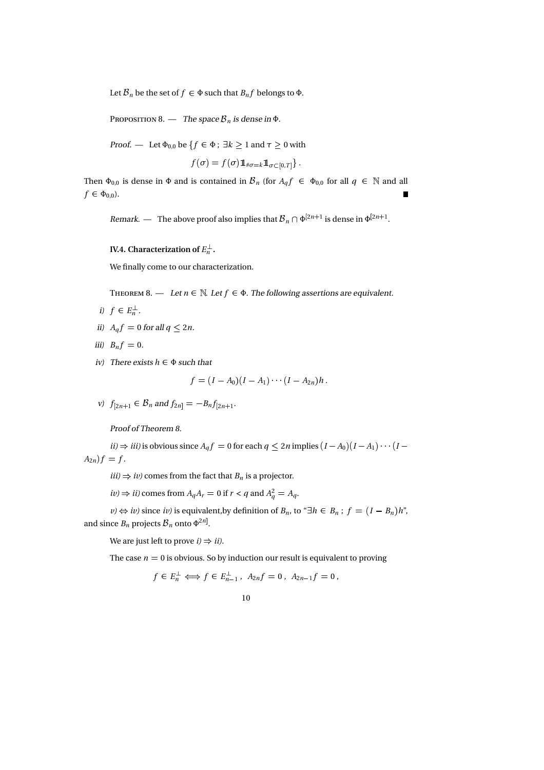Let $\mathcal{B}_n$ be the set of $f \in \Phi$ such that $B_n f$ belongs to $\Phi$.

PROPOSITION 8. — *The space $\mathcal{B}_n$ is dense in $\Phi$.*

*Proof.* — Let $\Phi_{0,0}$ be $\{f \in \Phi\,;\ \exists k \geq 1$ and $\tau \geq 0$ with

$$f(\sigma) = f(\sigma)\mathbb{1}_{\#\sigma=k}\mathbb{1}_{\sigma\subset[0,T]}\}\,.$$

Then $\Phi_{0,0}$ is dense in $\Phi$ and is contained in $\mathcal{B}_n$ (for $A_q f \in \Phi_{0,0}$ for all $q \in \mathbb{N}$ and all $f \in \Phi_{0,0}$). ■

*Remark.* — The above proof also implies that $\mathcal{B}_n \cap \Phi^{[2n+1}$ is dense in $\Phi^{[2n+1}$.

### IV.4. Characterization of $E_n^\perp$.

We finally come to our characterization.

THEOREM 8. — *Let $n \in \mathbb{N}$. Let $f \in \Phi$. The following assertions are equivalent.*

*i)* $f \in E_n^\perp$.

*ii)* $A_q f = 0$ *for all* $q \leq 2n$.

*iii)* $B_n f = 0$.

*iv)* *There exists $h \in \Phi$ such that*

$$f = (I - A_0)(I - A_1)\cdots(I - A_{2n})h\,.$$

*v)* $f_{[2n+1} \in \mathcal{B}_n$ *and* $f_{2n]} = -B_n f_{[2n+1}$.

*Proof of Theorem 8.*

*ii)* $\Rightarrow$ *iii)* is obvious since $A_q f = 0$ for each $q \leq 2n$ implies $(I - A_0)(I - A_1)\cdots(I - A_{2n})f = f$.

*iii)* $\Rightarrow$ *iv)* comes from the fact that $B_n$ is a projector.

*iv)* $\Rightarrow$ *ii)* comes from $A_q A_r = 0$ if $r < q$ and $A_q^2 = A_q$.

*v)* $\Leftrightarrow$ *iv)* since *iv)* is equivalent,by definition of $B_n$, to "$\exists h \in B_n\,;\ f = (I - B_n)h$", and since $B_n$ projects $\mathcal{B}_n$ onto $\Phi^{2n]}$.

We are just left to prove *i)* $\Rightarrow$ *ii)*.

The case $n = 0$ is obvious. So by induction our result is equivalent to proving

$$f \in E_n^\perp \iff f \in E_{n-1}^\perp\,,\ A_{2n}f = 0\,,\ A_{2n-1}f = 0\,,$$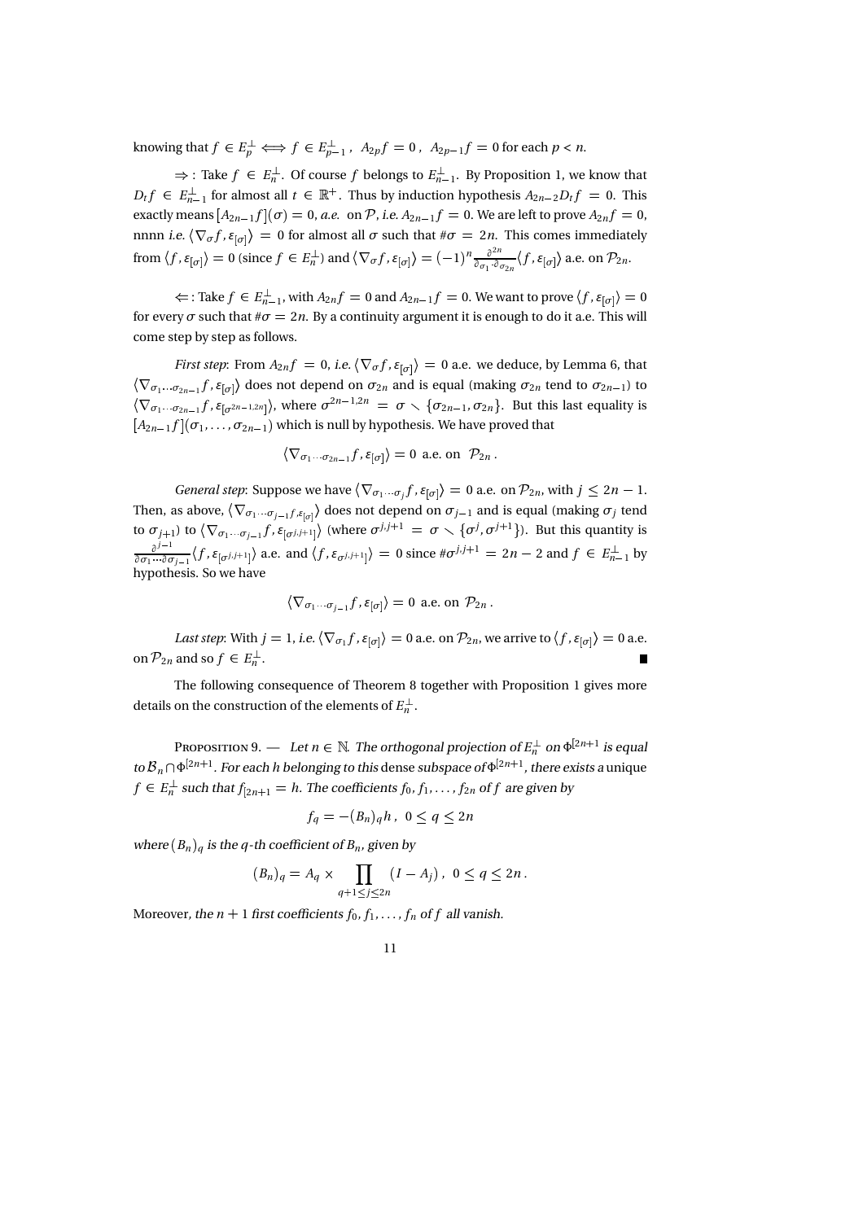knowing that $f \in E_p^{\perp} \iff f \in E_{p-1}^{\perp}$ , $A_{2p}f = 0$ , $A_{2p-1}f = 0$ for each $p < n$.

$\Rightarrow$ : Take $f \in E_n^{\perp}$. Of course $f$ belongs to $E_{n-1}^{\perp}$. By Proposition 1, we know that $D_t f \in E_{n-1}^{\perp}$ for almost all $t \in \mathbb{R}^+$. Thus by induction hypothesis $A_{2n-2}D_t f = 0$. This exactly means $[A_{2n-1}f](\sigma) = 0$, *a.e.* on $\mathcal{P}$, *i.e.* $A_{2n-1}f = 0$. We are left to prove $A_{2n}f = 0$, nnnn *i.e.* $\langle \nabla_\sigma f, \varepsilon_{[\sigma]}\rangle = 0$ for almost all $\sigma$ such that $\#\sigma = 2n$. This comes immediately from $\langle f, \varepsilon_{[\sigma]}\rangle = 0$ (since $f \in E_n^{\perp}$) and $\langle \nabla_\sigma f, \varepsilon_{[\sigma]}\rangle = (-1)^n \frac{\partial^{2n}}{\partial_{\sigma_1}\cdot\partial_{\sigma_{2n}}}\langle f, \varepsilon_{[\sigma]}\rangle$ a.e. on $\mathcal{P}_{2n}$.

$\Leftarrow$ : Take $f \in E_{n-1}^{\perp}$, with $A_{2n}f = 0$ and $A_{2n-1}f = 0$. We want to prove $\langle f, \varepsilon_{[\sigma]}\rangle = 0$ for every $\sigma$ such that $\#\sigma = 2n$. By a continuity argument it is enough to do it a.e. This will come step by step as follows.

*First step*: From $A_{2n}f = 0$, *i.e.* $\langle \nabla_\sigma f, \varepsilon_{[\sigma]}\rangle = 0$ a.e. we deduce, by Lemma 6, that $\langle \nabla_{\sigma_1 \ldots \sigma_{2n-1}} f, \varepsilon_{[\sigma]}\rangle$ does not depend on $\sigma_{2n}$ and is equal (making $\sigma_{2n}$ tend to $\sigma_{2n-1}$) to $\langle \nabla_{\sigma_1 \cdots \sigma_{2n-1}} f, \varepsilon_{[\sigma^{2n-1,2n}]}\rangle$, where $\sigma^{2n-1,2n} = \sigma \setminus \{\sigma_{2n-1}, \sigma_{2n}\}$. But this last equality is $[A_{2n-1}f](\sigma_1, \ldots, \sigma_{2n-1})$ which is null by hypothesis. We have proved that

$$\langle \nabla_{\sigma_1 \cdots \sigma_{2n-1}} f, \varepsilon_{[\sigma]}\rangle = 0 \text{ a.e. on } \mathcal{P}_{2n}\,.$$

*General step*: Suppose we have $\langle \nabla_{\sigma_1 \cdots \sigma_j} f, \varepsilon_{[\sigma]}\rangle = 0$ a.e. on $\mathcal{P}_{2n}$, with $j \leq 2n-1$. Then, as above, $\langle \nabla_{\sigma_1 \cdots \sigma_{j-1}} f, \varepsilon_{[\sigma]}\rangle$ does not depend on $\sigma_{j-1}$ and is equal (making $\sigma_j$ tend to $\sigma_{j+1}$) to $\langle \nabla_{\sigma_1 \cdots \sigma_{j-1}} f, \varepsilon_{[\sigma^{j,j+1}]}\rangle$ (where $\sigma^{j,j+1} = \sigma \setminus \{\sigma^j, \sigma^{j+1}\}$). But this quantity is $\frac{\partial^{j-1}}{\partial\sigma_1 \cdots \partial\sigma_{j-1}}\langle f, \varepsilon_{[\sigma^{j,j+1}]}\rangle$ a.e. and $\langle f, \varepsilon_{\sigma^{j,j+1}]}\rangle = 0$ since $\#\sigma^{j,j+1} = 2n-2$ and $f \in E_{n-1}^{\perp}$ by hypothesis. So we have

$$\langle \nabla_{\sigma_1 \cdots \sigma_{j-1}} f, \varepsilon_{[\sigma]}\rangle = 0 \text{ a.e. on } \mathcal{P}_{2n}\,.$$

*Last step*: With $j = 1$, *i.e.* $\langle \nabla_{\sigma_1} f, \varepsilon_{[\sigma]}\rangle = 0$ a.e. on $\mathcal{P}_{2n}$, we arrive to $\langle f, \varepsilon_{[\sigma]}\rangle = 0$ a.e. on $\mathcal{P}_{2n}$ and so $f \in E_n^{\perp}$. ∎

The following consequence of Theorem 8 together with Proposition 1 gives more details on the construction of the elements of $E_n^{\perp}$.

Proposition 9. — *Let $n \in \mathbb{N}$. The orthogonal projection of $E_n^{\perp}$ on $\Phi^{[2n+1}$ is equal to $\mathcal{B}_n \cap \Phi^{[2n+1}$. For each $h$ belonging to this* dense *subspace of $\Phi^{[2n+1}$, there exists a* unique *$f \in E_n^{\perp}$ such that $f_{[2n+1} = h$. The coefficients $f_0, f_1, \ldots, f_{2n}$ of $f$ are given by*

$$f_q = -(B_n)_q h\,, \;\; 0 \leq q \leq 2n$$

*where $(B_n)_q$ is the $q$-th coefficient of $B_n$, given by*

$$(B_n)_q = A_q \times \prod_{q+1 \leq j \leq 2n} (I - A_j)\,, \;\; 0 \leq q \leq 2n\,.$$

Moreover, *the $n+1$ first coefficients $f_0, f_1, \ldots, f_n$ of $f$ all vanish.*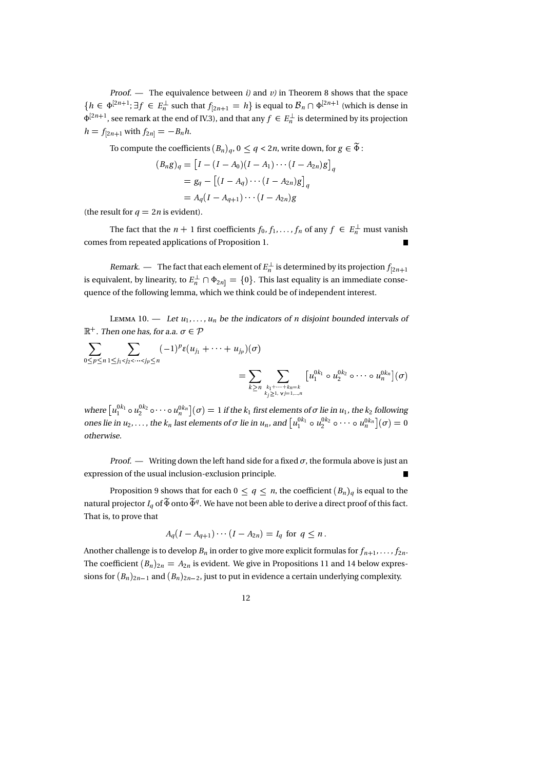*Proof.* — The equivalence between *i)* and *v)* in Theorem 8 shows that the space $\{h \in \Phi^{[2n+1}; \exists f \in E_n^\perp \text{ such that } f_{[2n+1} = h\}$ is equal to $\mathcal{B}_n \cap \Phi^{[2n+1}$ (which is dense in $\Phi^{[2n+1}$, see remark at the end of IV.3), and that any $f \in E_n^\perp$ is determined by its projection $h = f_{[2n+1}$ with $f_{2n]} = -B_n h$.

To compute the coefficients $(B_n)_q$, $0 \le q < 2n$, write down, for $g \in \widetilde{\Phi}$:

$$\begin{aligned}(B_n g)_q &= \big[I - (I - A_0)(I - A_1)\cdots(I - A_{2n})g\big]_q \\ &= g_q - \big[(I - A_q)\cdots(I - A_{2n})g\big]_q \\ &= A_q(I - A_{q+1})\cdots(I - A_{2n})g\end{aligned}$$

(the result for $q = 2n$ is evident).

The fact that the $n+1$ first coefficients $f_0, f_1, \dots, f_n$ of any $f \in E_n^\perp$ must vanish comes from repeated applications of Proposition 1. ∎

*Remark.* — The fact that each element of $E_n^\perp$ is determined by its projection $f_{[2n+1}$ is equivalent, by linearity, to $E_n^\perp \cap \Phi_{2n]} = \{0\}$. This last equality is an immediate consequence of the following lemma, which we think could be of independent interest.

LEMMA 10. — *Let $u_1, \dots, u_n$ be the indicators of $n$ disjoint bounded intervals of $\mathbb{R}^+$. Then one has, for a.a. $\sigma \in \mathcal{P}$*

$$\sum_{0 \le p \le n} \sum_{1 \le j_1 < j_2 < \cdots < j_p \le n} (-1)^p \varepsilon(u_{j_1} + \cdots + u_{j_p})(\sigma) = \sum_{k \ge n} \sum_{\substack{k_1 + \cdots + k_n = k \\ k_j \ge 1,\ \forall j = 1,\dots,n}} \big[u_1^{0k_1} \circ u_2^{0k_2} \circ \cdots \circ u_n^{0k_n}\big](\sigma)$$

*where $\big[u_1^{0k_1} \circ u_2^{0k_2} \circ \cdots \circ u_n^{0k_n}\big](\sigma) = 1$ if the $k_1$ first elements of $\sigma$ lie in $u_1$, the $k_2$ following ones lie in $u_2, \dots,$ the $k_n$ last elements of $\sigma$ lie in $u_n$, and $\big[u_1^{0k_1} \circ u_2^{0k_2} \circ \cdots \circ u_n^{0k_n}\big](\sigma) = 0$ otherwise.*

*Proof.* — Writing down the left hand side for a fixed $\sigma$, the formula above is just an expression of the usual inclusion-exclusion principle. ∎

Proposition 9 shows that for each $0 \le q \le n$, the coefficient $(B_n)_q$ is equal to the natural projector $I_q$ of $\widetilde{\Phi}$ onto $\widetilde{\Phi}^q$. We have not been able to derive a direct proof of this fact. That is, to prove that

$$A_q(I - A_{q+1})\cdots(I - A_{2n}) = I_q \text{ for } q \le n\,.$$

Another challenge is to develop $B_n$ in order to give more explicit formulas for $f_{n+1}, \dots, f_{2n}$. The coefficient $(B_n)_{2n} = A_{2n}$ is evident. We give in Propositions 11 and 14 below expressions for $(B_n)_{2n-1}$ and $(B_n)_{2n-2}$, just to put in evidence a certain underlying complexity.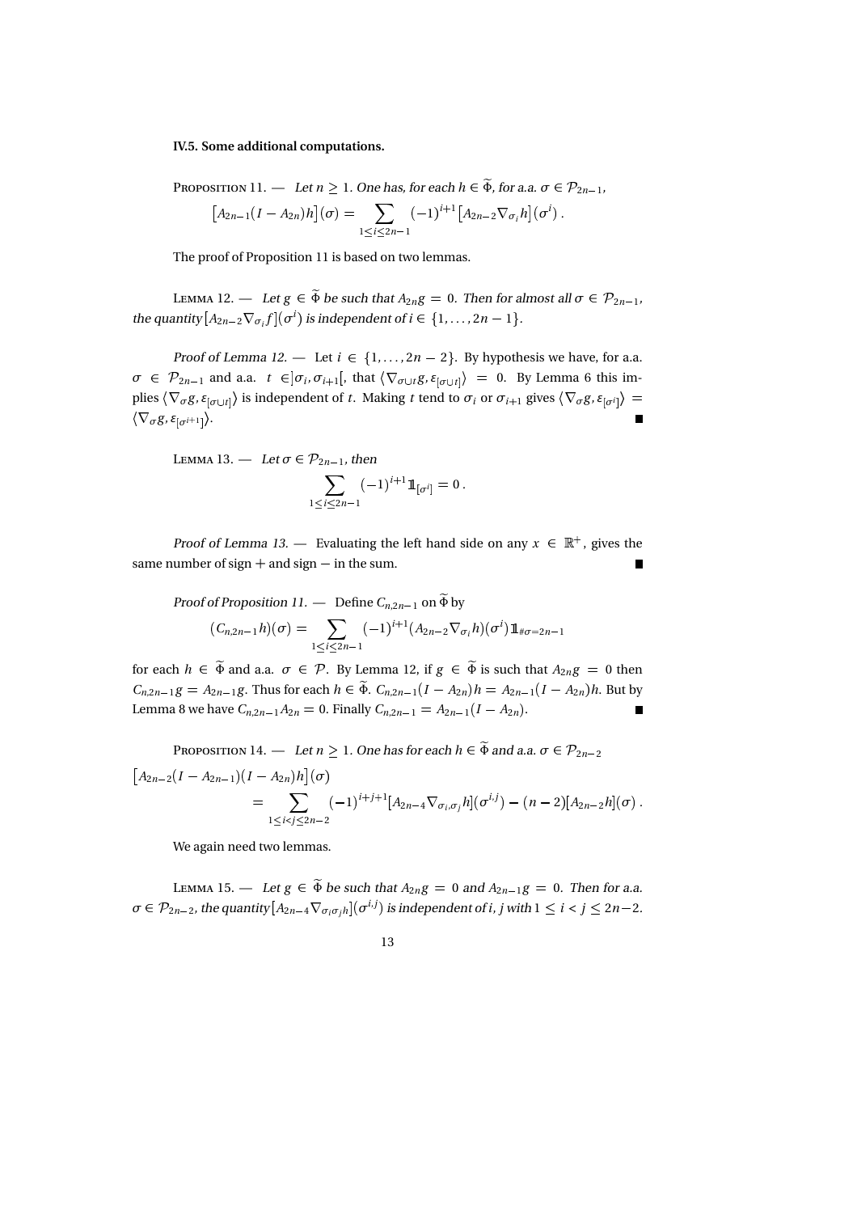**IV.5. Some additional computations.**

PROPOSITION 11. — *Let $n \geq 1$. One has, for each $h \in \widetilde{\Phi}$, for a.a. $\sigma \in \mathcal{P}_{2n-1}$,*

$$\left[A_{2n-1}(I - A_{2n})h\right](\sigma) = \sum_{1 \leq i \leq 2n-1} (-1)^{i+1} \left[A_{2n-2} \nabla_{\sigma_i} h\right](\sigma^i) .$$

The proof of Proposition 11 is based on two lemmas.

LEMMA 12. — *Let $g \in \widetilde{\Phi}$ be such that $A_{2n} g = 0$. Then for almost all $\sigma \in \mathcal{P}_{2n-1}$, the quantity $\left[A_{2n-2} \nabla_{\sigma_i} f\right](\sigma^i)$ is independent of $i \in \{1, \ldots, 2n-1\}$.*

*Proof of Lemma 12.* — Let $i \in \{1, \ldots, 2n-2\}$. By hypothesis we have, for a.a. $\sigma \in \mathcal{P}_{2n-1}$ and a.a. $t \in ]\sigma_i, \sigma_{i+1}[$, that $\langle \nabla_{\sigma \cup t} g, \varepsilon_{[\sigma \cup t]} \rangle = 0$. By Lemma 6 this implies $\langle \nabla_{\sigma} g, \varepsilon_{[\sigma \cup t]} \rangle$ is independent of $t$. Making $t$ tend to $\sigma_i$ or $\sigma_{i+1}$ gives $\langle \nabla_{\sigma} g, \varepsilon_{[\sigma^i]} \rangle = \langle \nabla_{\sigma} g, \varepsilon_{[\sigma^{i+1}]} \rangle$. ∎

LEMMA 13. — *Let $\sigma \in \mathcal{P}_{2n-1}$, then*

$$\sum_{1 \leq i \leq 2n-1} (-1)^{i+1} \mathbb{1}_{[\sigma^i]} = 0 .$$

*Proof of Lemma 13.* — Evaluating the left hand side on any $x \in \mathbb{R}^+$, gives the same number of sign $+$ and sign $-$ in the sum. ∎

*Proof of Proposition 11.* — Define $C_{n,2n-1}$ on $\widetilde{\Phi}$ by

$$(C_{n,2n-1} h)(\sigma) = \sum_{1 \leq i \leq 2n-1} (-1)^{i+1} (A_{2n-2} \nabla_{\sigma_i} h)(\sigma^i) \mathbb{1}_{\#\sigma = 2n-1}$$

for each $h \in \widetilde{\Phi}$ and a.a. $\sigma \in \mathcal{P}$. By Lemma 12, if $g \in \widetilde{\Phi}$ is such that $A_{2n} g = 0$ then $C_{n,2n-1} g = A_{2n-1} g$. Thus for each $h \in \widetilde{\Phi}$. $C_{n,2n-1}(I - A_{2n})h = A_{2n-1}(I - A_{2n})h$. But by Lemma 8 we have $C_{n,2n-1} A_{2n} = 0$. Finally $C_{n,2n-1} = A_{2n-1}(I - A_{2n})$. ∎

PROPOSITION 14. — *Let $n \geq 1$. One has for each $h \in \widetilde{\Phi}$ and a.a. $\sigma \in \mathcal{P}_{2n-2}$*

$$\begin{aligned}\left[A_{2n-2}(I - A_{2n-1})(I - A_{2n})h\right](\sigma) \\ = \sum_{1 \leq i < j \leq 2n-2} (-1)^{i+j+1} [A_{2n-4} \nabla_{\sigma_i, \sigma_j} h](\sigma^{i,j}) - (n-2)[A_{2n-2} h](\sigma) .\end{aligned}$$

We again need two lemmas.

LEMMA 15. — *Let $g \in \widetilde{\Phi}$ be such that $A_{2n} g = 0$ and $A_{2n-1} g = 0$. Then for a.a. $\sigma \in \mathcal{P}_{2n-2}$, the quantity $\left[A_{2n-4} \nabla_{\sigma_i \sigma_j h}\right](\sigma^{i,j})$ is independent of $i, j$ with $1 \leq i < j \leq 2n-2$.*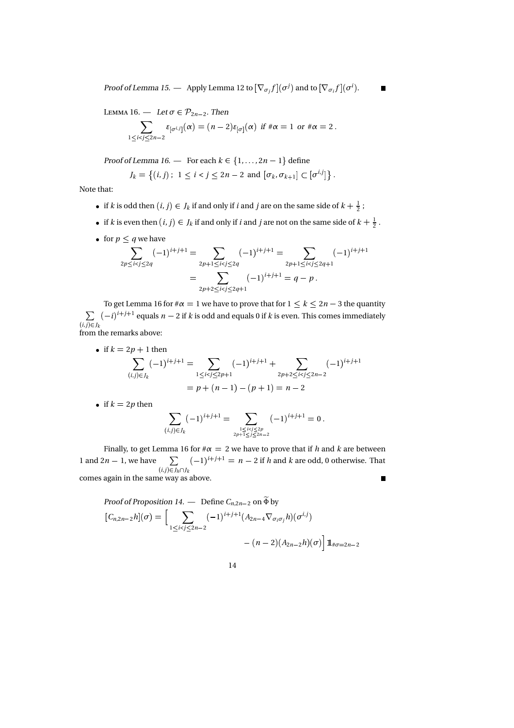*Proof of Lemma 15.* — Apply Lemma 12 to $[\nabla_{\sigma_j} f](\sigma^j)$ and to $[\nabla_{\sigma_i} f](\sigma^i)$. ∎

LEMMA 16. — *Let $\sigma \in \mathcal{P}_{2n-2}$. Then*

$$\sum_{1 \leq i < j \leq 2n-2} \varepsilon_{[\sigma^{i,j}]}(\alpha) = (n-2)\varepsilon_{[\sigma]}(\alpha) \ \text{ if } \#\alpha = 1 \ \text{ or } \#\alpha = 2\,.$$

*Proof of Lemma 16.* — For each $k \in \{1, \dots, 2n-1\}$ define

$$J_k = \left\{(i,j)\,;\ 1 \leq i < j \leq 2n-2 \ \text{ and } [\sigma_k, \sigma_{k+1}] \subset [\sigma^{i,j}]\right\}.$$

Note that:

- if $k$ is odd then $(i,j) \in J_k$ if and only if $i$ and $j$ are on the same side of $k + \frac{1}{2}$ ;
- if $k$ is even then $(i,j) \in J_k$ if and only if $i$ and $j$ are not on the same side of $k + \frac{1}{2}$ .
- for $p \leq q$ we have

$$\begin{aligned}\sum_{2p \leq i < j \leq 2q} (-1)^{i+j+1} &= \sum_{2p+1 \leq i < j \leq 2q} (-1)^{i+j+1} = \sum_{2p+1 \leq i < j \leq 2q+1} (-1)^{i+j+1} \\ &= \sum_{2p+2 \leq i < j \leq 2q+1} (-1)^{i+j+1} = q - p\,.\end{aligned}$$

To get Lemma 16 for $\#\alpha = 1$ we have to prove that for $1 \leq k \leq 2n-3$ the quantity $\sum\limits_{(i,j) \in J_k} (-i)^{i+j+1}$ equals $n-2$ if $k$ is odd and equals 0 if $k$ is even. This comes immediately from the remarks above:

- if $k = 2p+1$ then

$$\begin{aligned}\sum_{(i,j) \in J_k} (-1)^{i+j+1} &= \sum_{1 \leq i < j \leq 2p+1} (-1)^{i+j+1} + \sum_{2p+2 \leq i < j \leq 2n-2} (-1)^{i+j+1} \\ &= p + (n-1) - (p+1) = n-2\end{aligned}$$

- if $k = 2p$ then

$$\sum_{(i,j) \in J_k} (-1)^{i+j+1} = \sum_{\substack{1 \leq i \leq 2p \\ 2p+1 \leq j \leq 2n-2}} (-1)^{i+j+1} = 0\,.$$

Finally, to get Lemma 16 for $\#\alpha = 2$ we have to prove that if $h$ and $k$ are between 1 and $2n-1$, we have $\sum\limits_{(i,j) \in J_h \cap J_k} (-1)^{i+j+1} = n-2$ if $h$ and $k$ are odd, 0 otherwise. That comes again in the same way as above. ∎

*Proof of Proposition 14.* — Define $C_{n,2n-2}$ on $\widetilde{\Phi}$ by

$$\begin{aligned}[C_{n,2n-2} h](\sigma) = \Big[ &\sum_{1 \leq i < j \leq 2n-2} (-1)^{i+j+1} (A_{2n-4} \nabla_{\sigma_i \sigma_j} h)(\sigma^{i,j}) \\ &- (n-2)(A_{2n-2} h)(\sigma) \Big] \mathbb{1}_{\#\sigma = 2n-2}\end{aligned}$$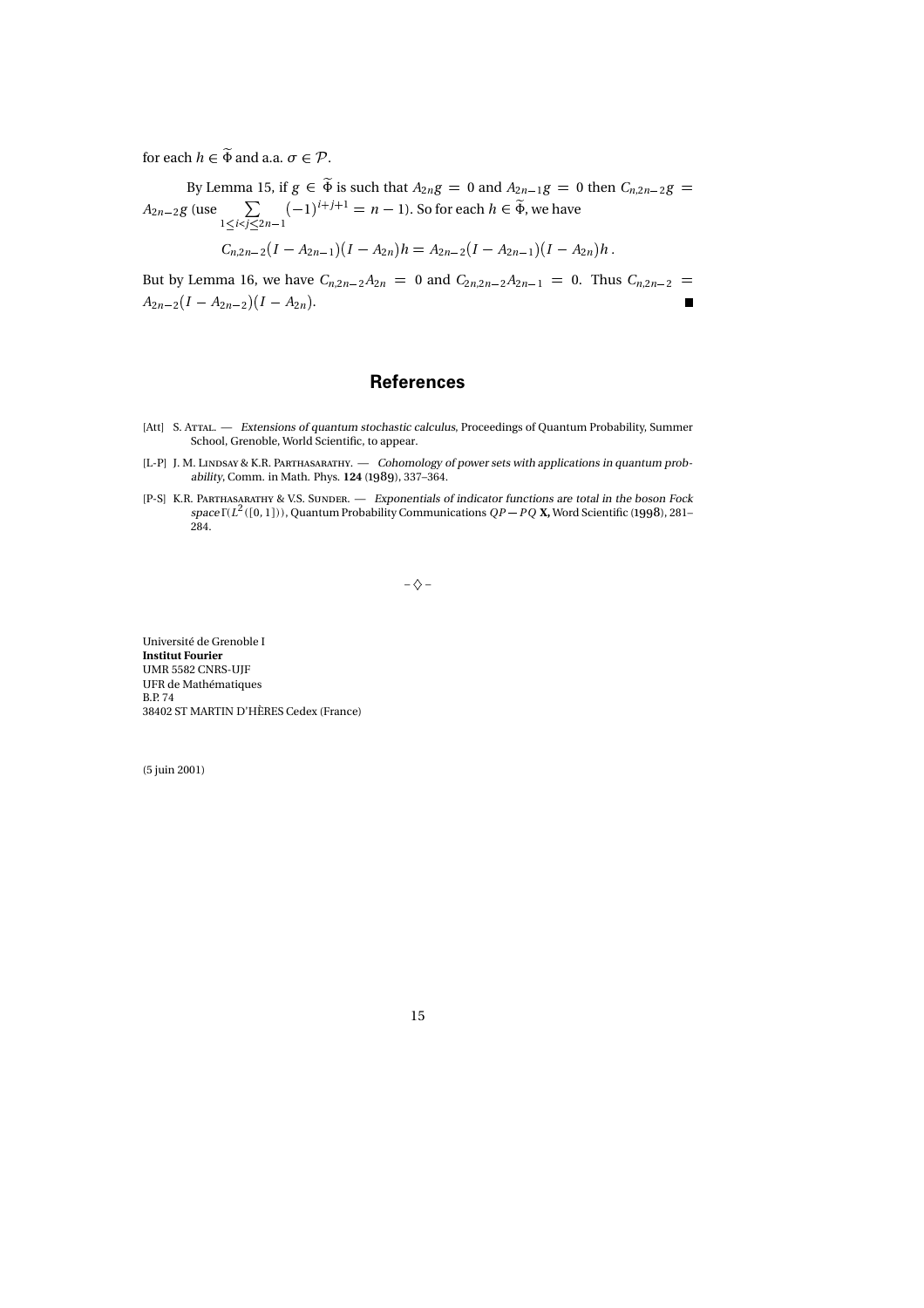for each $h \in \widetilde{\Phi}$ and a.a. $\sigma \in \mathcal{P}$.

By Lemma 15, if $g \in \widetilde{\Phi}$ is such that $A_{2n}g = 0$ and $A_{2n-1}g = 0$ then $C_{n,2n-2}g = A_{2n-2}g$ (use $\sum_{1 \leq i < j \leq 2n-1} (-1)^{i+j+1} = n-1$). So for each $h \in \widetilde{\Phi}$, we have

$$C_{n,2n-2}(I - A_{2n-1})(I - A_{2n})h = A_{2n-2}(I - A_{2n-1})(I - A_{2n})h\,.$$

But by Lemma 16, we have $C_{n,2n-2}A_{2n} = 0$ and $C_{2n,2n-2}A_{2n-1} = 0$. Thus $C_{n,2n-2} = A_{2n-2}(I - A_{2n-2})(I - A_{2n})$. ∎

## References

[Att] S. Attal. — *Extensions of quantum stochastic calculus*, Proceedings of Quantum Probability, Summer School, Grenoble, World Scientific, to appear.

[L-P] J. M. Lindsay & K.R. Parthasarathy. — *Cohomology of power sets with applications in quantum probability*, Comm. in Math. Phys. **124** (1989), 337–364.

[P-S] K.R. Parthasarathy & V.S. Sunder. — *Exponentials of indicator functions are total in the boson Fock space* $\Gamma(L^2([0,1]))$, Quantum Probability Communications $QP-PQ$ **X,** Word Scientific (1998), 281–284.

– ◇ –

Université de Grenoble I
**Institut Fourier**
UMR 5582 CNRS-UJF
UFR de Mathématiques
B.P. 74
38402 ST MARTIN D'HÈRES Cedex (France)

(5 juin 2001)